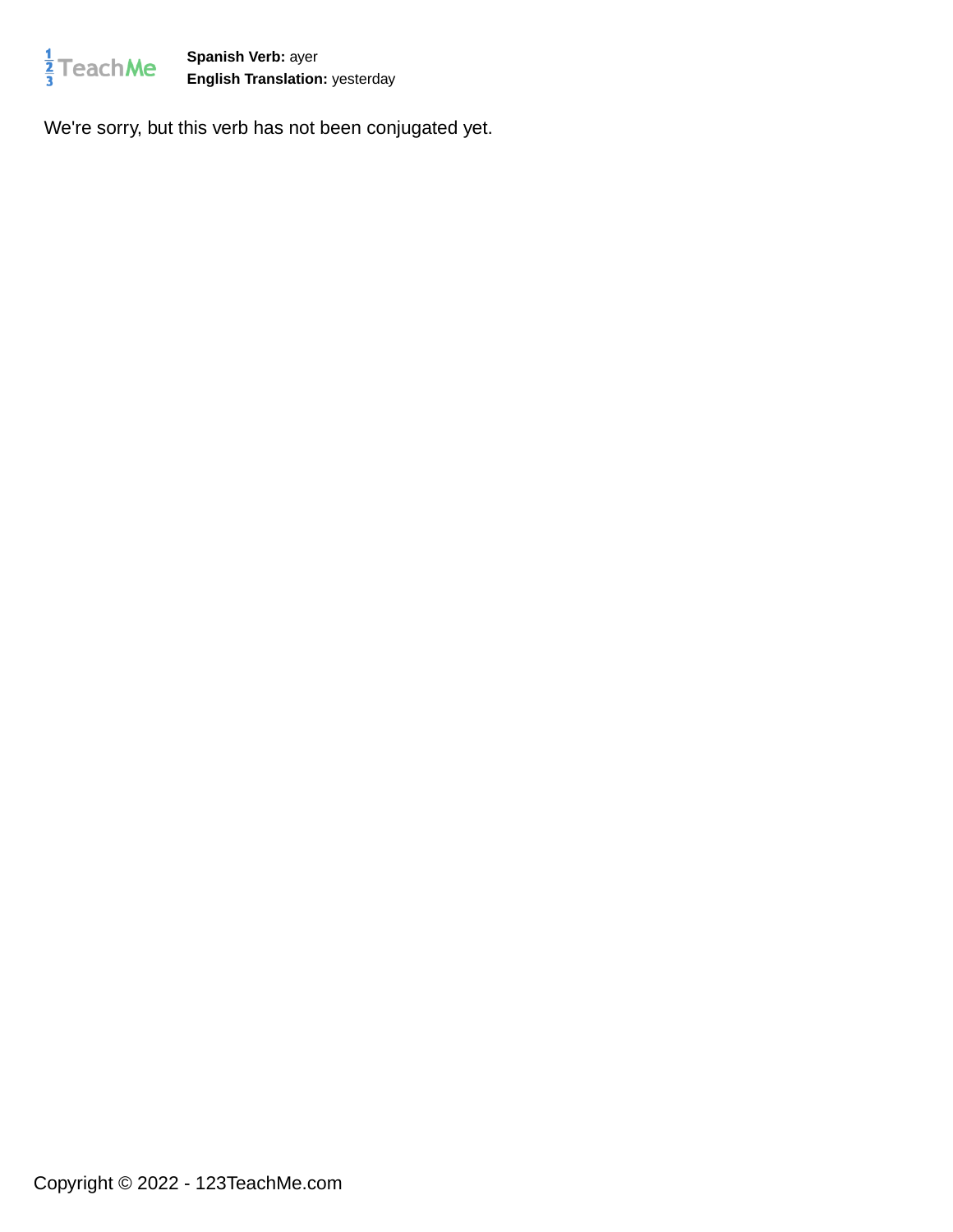**Spanish Verb:** ayer
**English Translation:** yesterday

We're sorry, but this verb has not been conjugated yet.

Copyright © 2022 - 123TeachMe.com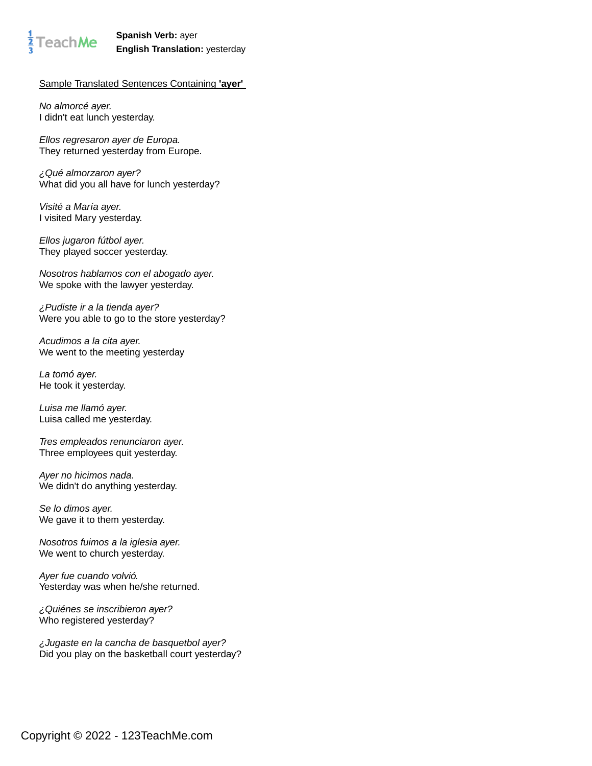**Spanish Verb:** ayer
**English Translation:** yesterday

Sample Translated Sentences Containing **'ayer'**

*No almorcé ayer.*
I didn't eat lunch yesterday.

*Ellos regresaron ayer de Europa.*
They returned yesterday from Europe.

*¿Qué almorzaron ayer?*
What did you all have for lunch yesterday?

*Visité a María ayer.*
I visited Mary yesterday.

*Ellos jugaron fútbol ayer.*
They played soccer yesterday.

*Nosotros hablamos con el abogado ayer.*
We spoke with the lawyer yesterday.

*¿Pudiste ir a la tienda ayer?*
Were you able to go to the store yesterday?

*Acudimos a la cita ayer.*
We went to the meeting yesterday

*La tomó ayer.*
He took it yesterday.

*Luisa me llamó ayer.*
Luisa called me yesterday.

*Tres empleados renunciaron ayer.*
Three employees quit yesterday.

*Ayer no hicimos nada.*
We didn't do anything yesterday.

*Se lo dimos ayer.*
We gave it to them yesterday.

*Nosotros fuimos a la iglesia ayer.*
We went to church yesterday.

*Ayer fue cuando volvió.*
Yesterday was when he/she returned.

*¿Quiénes se inscribieron ayer?*
Who registered yesterday?

*¿Jugaste en la cancha de basquetbol ayer?*
Did you play on the basketball court yesterday?

Copyright © 2022 - 123TeachMe.com